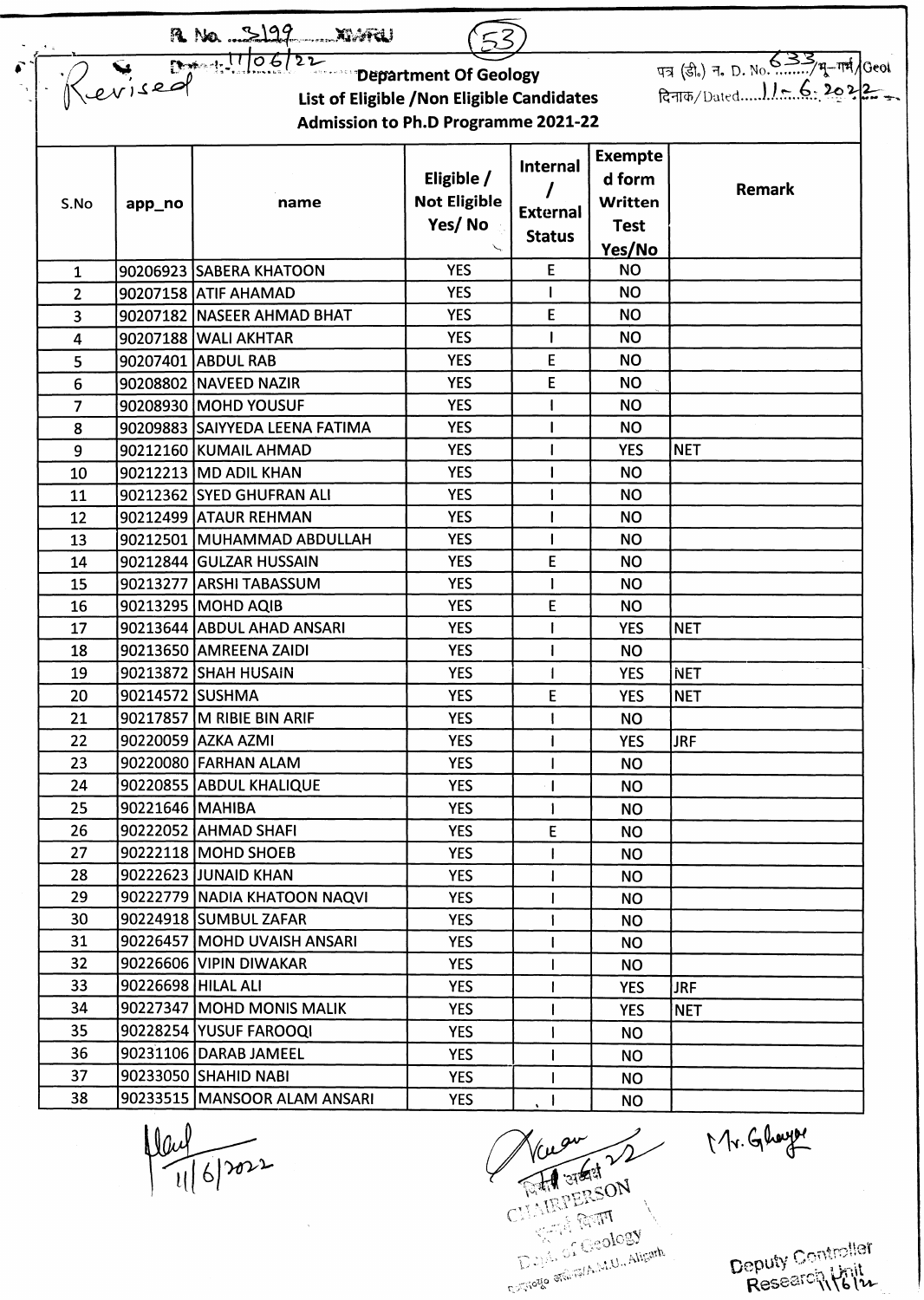R. No. 3199 XIWRU

(53)

Revised

Dated: 11/06/22

पत्र (डी.) न. D. No. 633/भू-गर्भ/Geol

दिनांक/Dated 11-6-2022

# Department Of Geology

## List of Eligible /Non Eligible Candidates

## Admission to Ph.D Programme 2021-22

| S.No | app_no | name | Eligible / Not Eligible Yes/ No | Internal / External Status | Exempted form Written Test Yes/No | Remark |
|---|---|---|---|---|---|---|
| 1 | 90206923 | SABERA KHATOON | YES | E | NO | |
| 2 | 90207158 | ATIF AHAMAD | YES | I | NO | |
| 3 | 90207182 | NASEER AHMAD BHAT | YES | E | NO | |
| 4 | 90207188 | WALI AKHTAR | YES | I | NO | |
| 5 | 90207401 | ABDUL RAB | YES | E | NO | |
| 6 | 90208802 | NAVEED NAZIR | YES | E | NO | |
| 7 | 90208930 | MOHD YOUSUF | YES | I | NO | |
| 8 | 90209883 | SAIYYEDA LEENA FATIMA | YES | I | NO | |
| 9 | 90212160 | KUMAIL AHMAD | YES | I | YES | NET |
| 10 | 90212213 | MD ADIL KHAN | YES | I | NO | |
| 11 | 90212362 | SYED GHUFRAN ALI | YES | I | NO | |
| 12 | 90212499 | ATAUR REHMAN | YES | I | NO | |
| 13 | 90212501 | MUHAMMAD ABDULLAH | YES | I | NO | |
| 14 | 90212844 | GULZAR HUSSAIN | YES | E | NO | |
| 15 | 90213277 | ARSHI TABASSUM | YES | I | NO | |
| 16 | 90213295 | MOHD AQIB | YES | E | NO | |
| 17 | 90213644 | ABDUL AHAD ANSARI | YES | I | YES | NET |
| 18 | 90213650 | AMREENA ZAIDI | YES | I | NO | |
| 19 | 90213872 | SHAH HUSAIN | YES | I | YES | NET |
| 20 | 90214572 | SUSHMA | YES | E | YES | NET |
| 21 | 90217857 | M RIBIE BIN ARIF | YES | I | NO | |
| 22 | 90220059 | AZKA AZMI | YES | I | YES | JRF |
| 23 | 90220080 | FARHAN ALAM | YES | I | NO | |
| 24 | 90220855 | ABDUL KHALIQUE | YES | I | NO | |
| 25 | 90221646 | MAHIBA | YES | I | NO | |
| 26 | 90222052 | AHMAD SHAFI | YES | E | NO | |
| 27 | 90222118 | MOHD SHOEB | YES | I | NO | |
| 28 | 90222623 | JUNAID KHAN | YES | I | NO | |
| 29 | 90222779 | NADIA KHATOON NAQVI | YES | I | NO | |
| 30 | 90224918 | SUMBUL ZAFAR | YES | I | NO | |
| 31 | 90226457 | MOHD UVAISH ANSARI | YES | I | NO | |
| 32 | 90226606 | VIPIN DIWAKAR | YES | I | NO | |
| 33 | 90226698 | HILAL ALI | YES | I | YES | JRF |
| 34 | 90227347 | MOHD MONIS MALIK | YES | I | YES | NET |
| 35 | 90228254 | YUSUF FAROOQI | YES | I | NO | |
| 36 | 90231106 | DARAB JAMEEL | YES | I | NO | |
| 37 | 90233050 | SHAHID NABI | YES | I | NO | |
| 38 | 90233515 | MANSOOR ALAM ANSARI | YES | I | NO | |

11/6/2022

CHAIRPERSON
Deptt. of Geology
A.M.U., Aligarh

Mr. Ghayur

Deputy Controller
Research Unit
11/6/22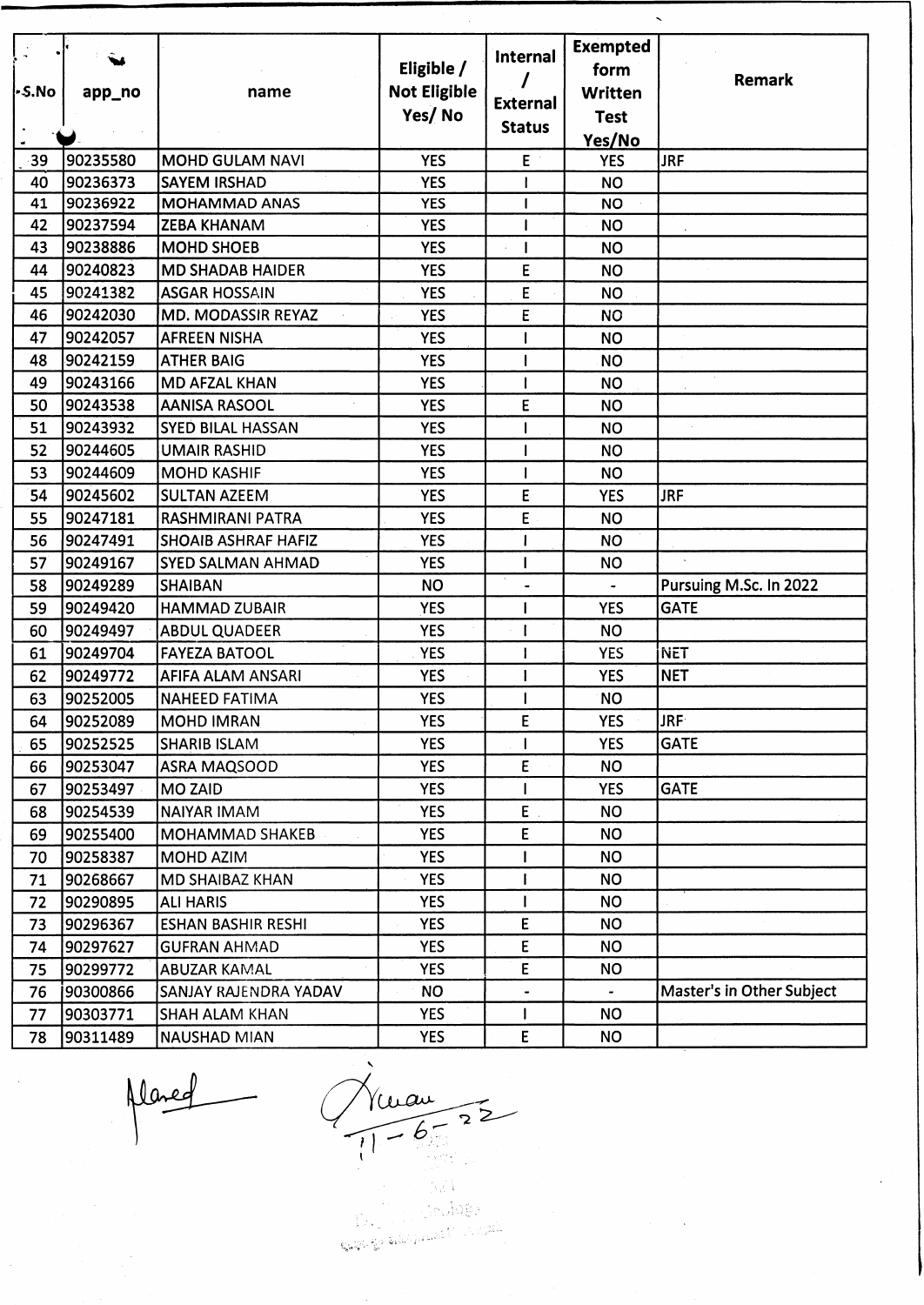| S.No | app_no | name | Eligible / Not Eligible Yes/ No | Internal / External Status | Exempted form Written Test Yes/No | Remark |
|---|---|---|---|---|---|---|
| 39 | 90235580 | MOHD GULAM NAVI | YES | E | YES | JRF |
| 40 | 90236373 | SAYEM IRSHAD | YES | I | NO | |
| 41 | 90236922 | MOHAMMAD ANAS | YES | I | NO | |
| 42 | 90237594 | ZEBA KHANAM | YES | I | NO | |
| 43 | 90238886 | MOHD SHOEB | YES | I | NO | |
| 44 | 90240823 | MD SHADAB HAIDER | YES | E | NO | |
| 45 | 90241382 | ASGAR HOSSAIN | YES | E | NO | |
| 46 | 90242030 | MD. MODASSIR REYAZ | YES | E | NO | |
| 47 | 90242057 | AFREEN NISHA | YES | I | NO | |
| 48 | 90242159 | ATHER BAIG | YES | I | NO | |
| 49 | 90243166 | MD AFZAL KHAN | YES | I | NO | |
| 50 | 90243538 | AANISA RASOOL | YES | E | NO | |
| 51 | 90243932 | SYED BILAL HASSAN | YES | I | NO | |
| 52 | 90244605 | UMAIR RASHID | YES | I | NO | |
| 53 | 90244609 | MOHD KASHIF | YES | I | NO | |
| 54 | 90245602 | SULTAN AZEEM | YES | E | YES | JRF |
| 55 | 90247181 | RASHMIRANI PATRA | YES | E | NO | |
| 56 | 90247491 | SHOAIB ASHRAF HAFIZ | YES | I | NO | |
| 57 | 90249167 | SYED SALMAN AHMAD | YES | I | NO | |
| 58 | 90249289 | SHAIBAN | NO | - | - | Pursuing M.Sc. In 2022 |
| 59 | 90249420 | HAMMAD ZUBAIR | YES | I | YES | GATE |
| 60 | 90249497 | ABDUL QUADEER | YES | I | NO | |
| 61 | 90249704 | FAYEZA BATOOL | YES | I | YES | NET |
| 62 | 90249772 | AFIFA ALAM ANSARI | YES | I | YES | NET |
| 63 | 90252005 | NAHEED FATIMA | YES | I | NO | |
| 64 | 90252089 | MOHD IMRAN | YES | E | YES | JRF |
| 65 | 90252525 | SHARIB ISLAM | YES | I | YES | GATE |
| 66 | 90253047 | ASRA MAQSOOD | YES | E | NO | |
| 67 | 90253497 | MO ZAID | YES | I | YES | GATE |
| 68 | 90254539 | NAIYAR IMAM | YES | E | NO | |
| 69 | 90255400 | MOHAMMAD SHAKEB | YES | E | NO | |
| 70 | 90258387 | MOHD AZIM | YES | I | NO | |
| 71 | 90268667 | MD SHAIBAZ KHAN | YES | I | NO | |
| 72 | 90290895 | ALI HARIS | YES | I | NO | |
| 73 | 90296367 | ESHAN BASHIR RESHI | YES | E | NO | |
| 74 | 90297627 | GUFRAN AHMAD | YES | E | NO | |
| 75 | 90299772 | ABUZAR KAMAL | YES | E | NO | |
| 76 | 90300866 | SANJAY RAJENDRA YADAV | NO | - | - | Master's in Other Subject |
| 77 | 90303771 | SHAH ALAM KHAN | YES | I | NO | |
| 78 | 90311489 | NAUSHAD MIAN | YES | E | NO | |

11-6-22